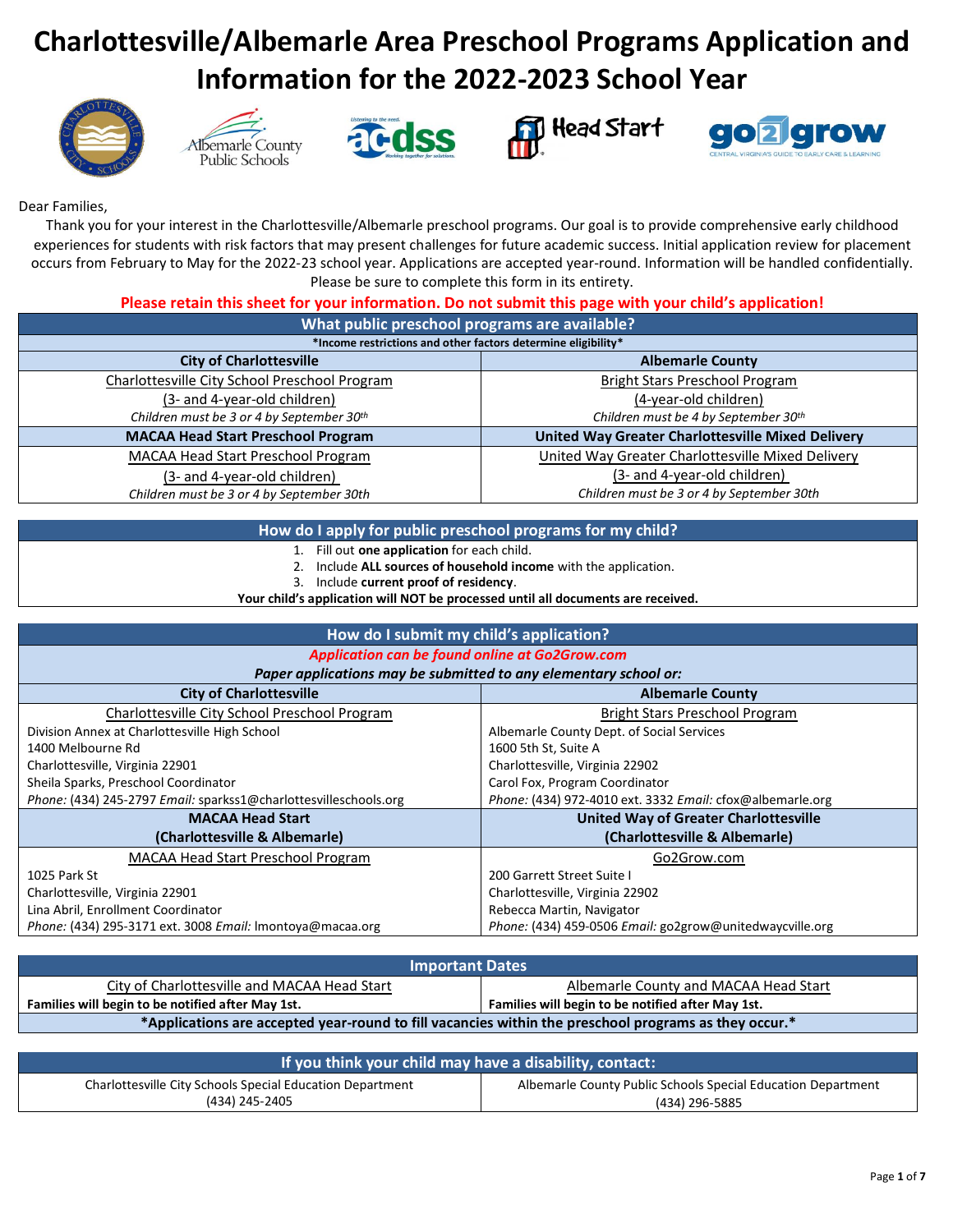# Charlottesville/Albemarle Area Preschool Programs Application and Information for the 2022-2023 School Year

Dear Families,

Thank you for your interest in the Charlottesville/Albemarle preschool programs. Our goal is to provide comprehensive early childhood experiences for students with risk factors that may present challenges for future academic success. Initial application review for placement occurs from February to May for the 2022-23 school year. Applications are accepted year-round. Information will be handled confidentially. Please be sure to complete this form in its entirety.

**Please retain this sheet for your information. Do not submit this page with your child's application!**

## What public preschool programs are available?

***Income restrictions and other factors determine eligibility***

| City of Charlottesville | Albemarle County |
|---|---|
| Charlottesville City School Preschool Program<br>(3- and 4-year-old children)<br>*Children must be 3 or 4 by September 30th* | Bright Stars Preschool Program<br>(4-year-old children)<br>*Children must be 4 by September 30th* |
| **MACAA Head Start Preschool Program** | **United Way Greater Charlottesville Mixed Delivery** |
| MACAA Head Start Preschool Program<br>(3- and 4-year-old children)<br>*Children must be 3 or 4 by September 30th* | United Way Greater Charlottesville Mixed Delivery<br>(3- and 4-year-old children)<br>*Children must be 3 or 4 by September 30th* |

## How do I apply for public preschool programs for my child?

1. Fill out **one application** for each child.
2. Include **ALL sources of household income** with the application.
3. Include **current proof of residency**.

**Your child's application will NOT be processed until all documents are received.**

## How do I submit my child's application?

***Application can be found online at Go2Grow.com***

***Paper applications may be submitted to any elementary school or:***

| City of Charlottesville | Albemarle County |
|---|---|
| Charlottesville City School Preschool Program<br>Division Annex at Charlottesville High School<br>1400 Melbourne Rd<br>Charlottesville, Virginia 22901<br>Sheila Sparks, Preschool Coordinator<br>*Phone:* (434) 245-2797 *Email:* sparkss1@charlottesvilleschools.org | Bright Stars Preschool Program<br>Albemarle County Dept. of Social Services<br>1600 5th St, Suite A<br>Charlottesville, Virginia 22902<br>Carol Fox, Program Coordinator<br>*Phone:* (434) 972-4010 ext. 3332 *Email:* cfox@albemarle.org |
| **MACAA Head Start (Charlottesville & Albemarle)** | **United Way of Greater Charlottesville (Charlottesville & Albemarle)** |
| MACAA Head Start Preschool Program<br>1025 Park St<br>Charlottesville, Virginia 22901<br>Lina Abril, Enrollment Coordinator<br>*Phone:* (434) 295-3171 ext. 3008 *Email:* lmontoya@macaa.org | Go2Grow.com<br>200 Garrett Street Suite I<br>Charlottesville, Virginia 22902<br>Rebecca Martin, Navigator<br>*Phone:* (434) 459-0506 *Email:* go2grow@unitedwaycville.org |

## Important Dates

| City of Charlottesville and MACAA Head Start | Albemarle County and MACAA Head Start |
|---|---|
| **Families will begin to be notified after May 1st.** | **Families will begin to be notified after May 1st.** |

***Applications are accepted year-round to fill vacancies within the preschool programs as they occur.***

## If you think your child may have a disability, contact:

| Charlottesville City Schools Special Education Department | Albemarle County Public Schools Special Education Department |
|---|---|
| (434) 245-2405 | (434) 296-5885 |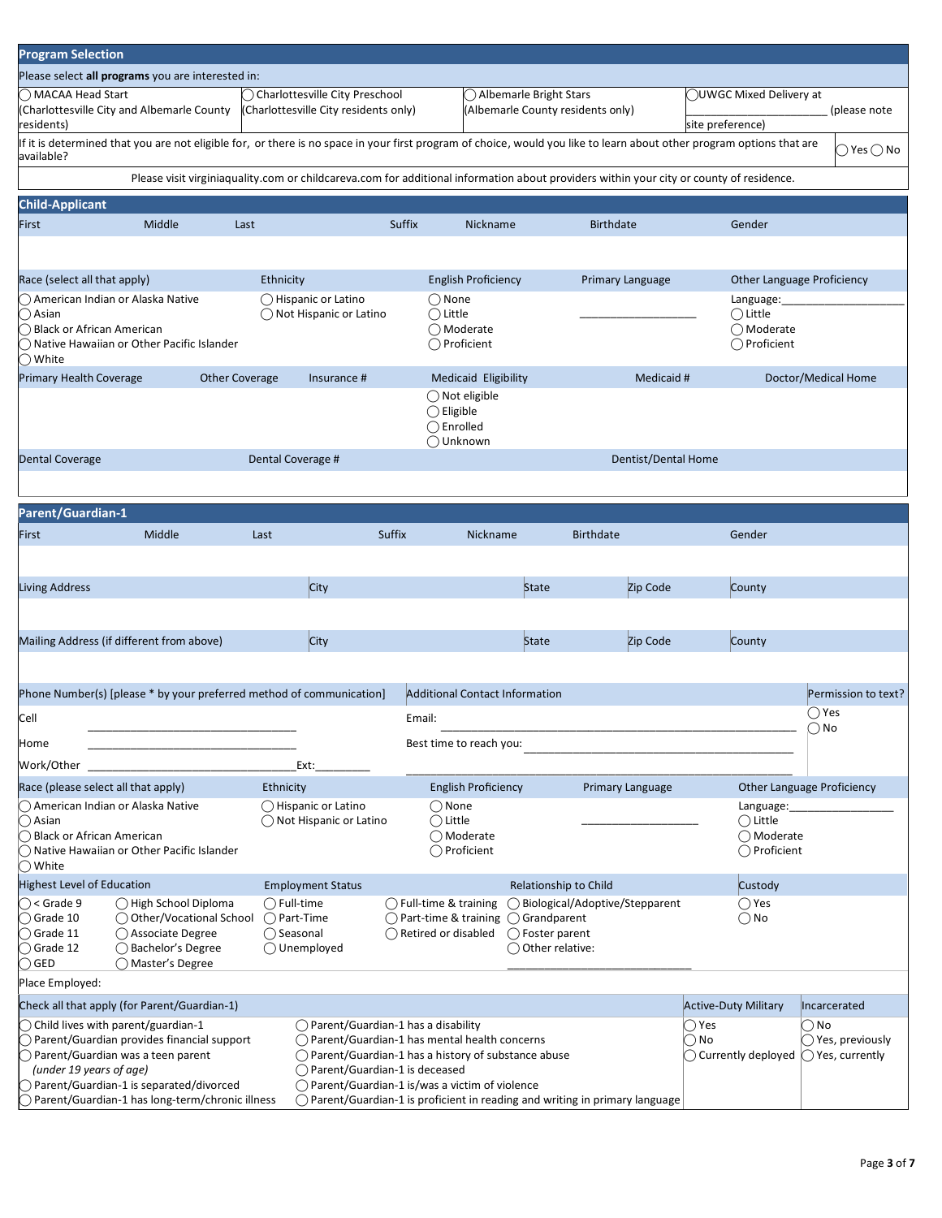## Program Selection

Please select **all programs** you are interested in:

- ◯ MACAA Head Start (Charlottesville City and Albemarle County residents)
- ◯ Charlottesville City Preschool (Charlottesville City residents only)
- ◯ Albemarle Bright Stars (Albemarle County residents only)
- ◯ UWGC Mixed Delivery at ____________________ (please note site preference)

If it is determined that you are not eligible for, or there is no space in your first program of choice, would you like to learn about other program options that are available? ◯ Yes ◯ No

Please visit virginiaquality.com or childcareva.com for additional information about providers within your city or county of residence.

## Child-Applicant

| First | Middle | Last | Suffix | Nickname | Birthdate | Gender |
|---|---|---|---|---|---|---|
| | | | | | | |

| Race (select all that apply) | Ethnicity | English Proficiency | Primary Language | Other Language Proficiency |
|---|---|---|---|---|
| ◯ American Indian or Alaska Native<br>◯ Asian<br>◯ Black or African American<br>◯ Native Hawaiian or Other Pacific Islander<br>◯ White | ◯ Hispanic or Latino<br>◯ Not Hispanic or Latino | ◯ None<br>◯ Little<br>◯ Moderate<br>◯ Proficient | ____________________ | Language:____________________<br>◯ Little<br>◯ Moderate<br>◯ Proficient |

| Primary Health Coverage | Other Coverage | Insurance # | Medicaid Eligibility | Medicaid # | Doctor/Medical Home |
|---|---|---|---|---|---|
| | | | ◯ Not eligible<br>◯ Eligible<br>◯ Enrolled<br>◯ Unknown | | |

| Dental Coverage | Dental Coverage # | Dentist/Dental Home |
|---|---|---|
| | | |

## Parent/Guardian-1

| First | Middle | Last | Suffix | Nickname | Birthdate | Gender |
|---|---|---|---|---|---|---|
| | | | | | | |

| Living Address | City | State | Zip Code | County |
|---|---|---|---|---|
| | | | | |

| Mailing Address (if different from above) | City | State | Zip Code | County |
|---|---|---|---|---|
| | | | | |

| Phone Number(s) [please * by your preferred method of communication] | Additional Contact Information | Permission to text? |
|---|---|---|
| Cell ______________________________ | Email: ____________________________________________ | ◯ Yes<br>◯ No |
| Home ______________________________ | Best time to reach you: ______________________________ | |
| Work/Other ______________________________ Ext:_________ | ____________________________________________ | |

| Race (please select all that apply) | Ethnicity | English Proficiency | Primary Language | Other Language Proficiency |
|---|---|---|---|---|
| ◯ American Indian or Alaska Native<br>◯ Asian<br>◯ Black or African American<br>◯ Native Hawaiian or Other Pacific Islander<br>◯ White | ◯ Hispanic or Latino<br>◯ Not Hispanic or Latino | ◯ None<br>◯ Little<br>◯ Moderate<br>◯ Proficient | ____________________ | Language:________________<br>◯ Little<br>◯ Moderate<br>◯ Proficient |

| Highest Level of Education | | Employment Status | | Relationship to Child | Custody |
|---|---|---|---|---|---|
| ◯ < Grade 9<br>◯ Grade 10<br>◯ Grade 11<br>◯ Grade 12<br>◯ GED | ◯ High School Diploma<br>◯ Other/Vocational School<br>◯ Associate Degree<br>◯ Bachelor's Degree<br>◯ Master's Degree | ◯ Full-time<br>◯ Part-Time<br>◯ Seasonal<br>◯ Unemployed | ◯ Full-time & training<br>◯ Part-time & training<br>◯ Retired or disabled | ◯ Biological/Adoptive/Stepparent<br>◯ Grandparent<br>◯ Foster parent<br>◯ Other relative: ____________________ | ◯ Yes<br>◯ No |

Place Employed:

| Check all that apply (for Parent/Guardian-1) | | Active-Duty Military | Incarcerated |
|---|---|---|---|
| ◯ Child lives with parent/guardian-1<br>◯ Parent/Guardian provides financial support<br>◯ Parent/Guardian was a teen parent *(under 19 years of age)*<br>◯ Parent/Guardian-1 is separated/divorced<br>◯ Parent/Guardian-1 has long-term/chronic illness | ◯ Parent/Guardian-1 has a disability<br>◯ Parent/Guardian-1 has mental health concerns<br>◯ Parent/Guardian-1 has a history of substance abuse<br>◯ Parent/Guardian-1 is deceased<br>◯ Parent/Guardian-1 is/was a victim of violence<br>◯ Parent/Guardian-1 is proficient in reading and writing in primary language | ◯ Yes<br>◯ No<br>◯ Currently deployed | ◯ No<br>◯ Yes, previously<br>◯ Yes, currently |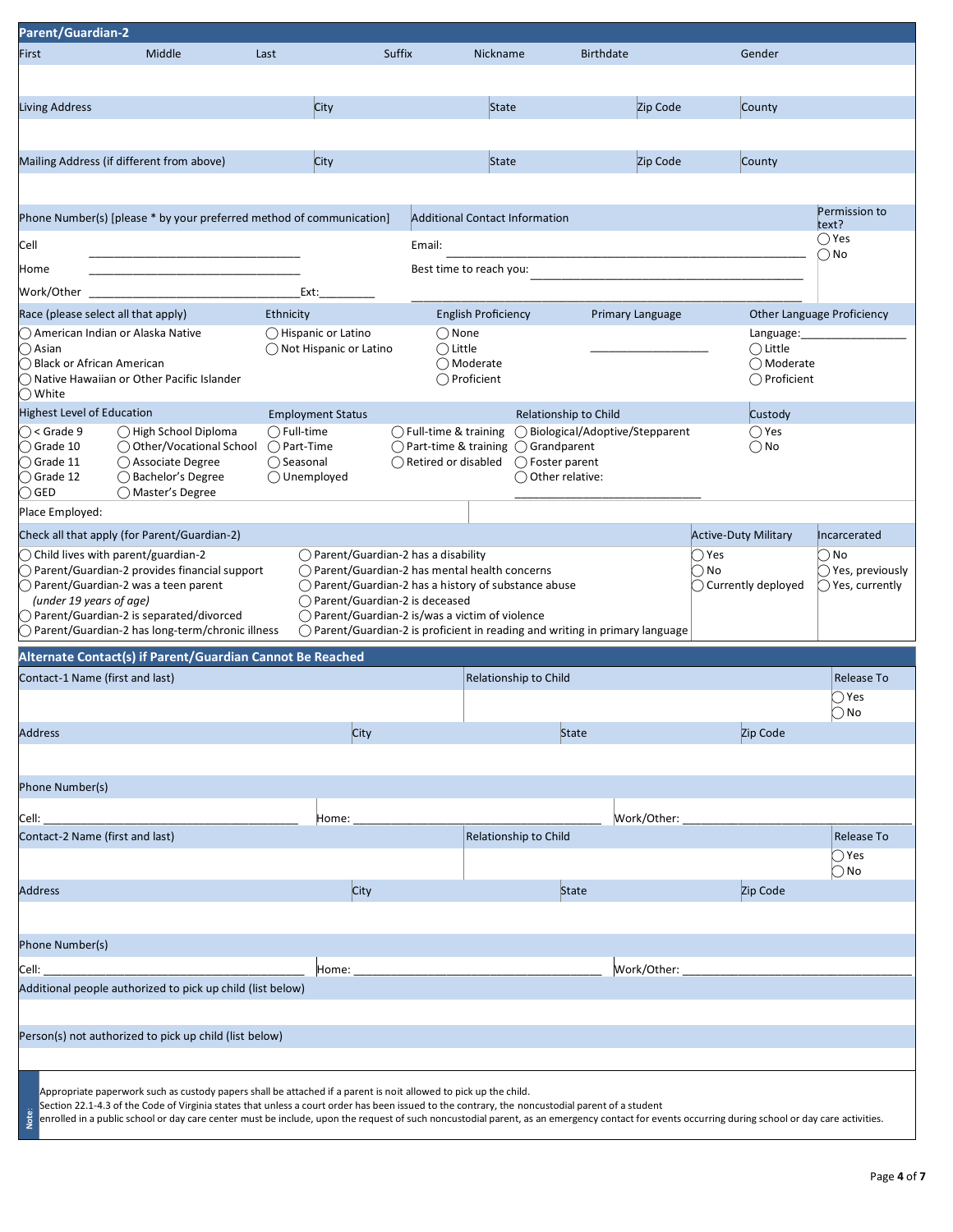## Parent/Guardian-2

| First | Middle | Last | Suffix | Nickname | Birthdate | Gender |
|---|---|---|---|---|---|---|
| | | | | | | |

| Living Address | City | State | Zip Code | County |
|---|---|---|---|---|
| | | | | |

| Mailing Address (if different from above) | City | State | Zip Code | County |
|---|---|---|---|---|
| | | | | |

**Phone Number(s) [please * by your preferred method of communication]**

Cell ________________________________

Home ________________________________

Work/Other ________________________________ Ext:_________

**Additional Contact Information**

Email: ____________________________________________________

Best time to reach you: ______________________________________

____________________________________________________

**Permission to text?**
◯ Yes
◯ No

**Race (please select all that apply)**
◯ American Indian or Alaska Native
◯ Asian
◯ Black or African American
◯ Native Hawaiian or Other Pacific Islander
◯ White

**Ethnicity**
◯ Hispanic or Latino
◯ Not Hispanic or Latino

**English Proficiency**
◯ None
◯ Little
◯ Moderate
◯ Proficient

**Primary Language**
____________________

**Other Language Proficiency**
Language:_________________
◯ Little
◯ Moderate
◯ Proficient

**Highest Level of Education**
◯ < Grade 9
◯ Grade 10
◯ Grade 11
◯ Grade 12
◯ GED
◯ High School Diploma
◯ Other/Vocational School
◯ Associate Degree
◯ Bachelor's Degree
◯ Master's Degree

**Employment Status**
◯ Full-time
◯ Part-Time
◯ Seasonal
◯ Unemployed
◯ Full-time & training
◯ Part-time & training
◯ Retired or disabled

**Relationship to Child**
◯ Biological/Adoptive/Stepparent
◯ Grandparent
◯ Foster parent
◯ Other relative:
______________________________

**Custody**
◯ Yes
◯ No

Place Employed:

**Check all that apply (for Parent/Guardian-2)**
◯ Child lives with parent/guardian-2
◯ Parent/Guardian-2 provides financial support
◯ Parent/Guardian-2 was a teen parent
*(under 19 years of age)*
◯ Parent/Guardian-2 is separated/divorced
◯ Parent/Guardian-2 has long-term/chronic illness
◯ Parent/Guardian-2 has a disability
◯ Parent/Guardian-2 has mental health concerns
◯ Parent/Guardian-2 has a history of substance abuse
◯ Parent/Guardian-2 is deceased
◯ Parent/Guardian-2 is/was a victim of violence
◯ Parent/Guardian-2 is proficient in reading and writing in primary language

**Active-Duty Military**
◯ Yes
◯ No
◯ Currently deployed

**Incarcerated**
◯ No
◯ Yes, previously
◯ Yes, currently

## Alternate Contact(s) if Parent/Guardian Cannot Be Reached

| Contact-1 Name (first and last) | Relationship to Child | Release To |
|---|---|---|
| | | ◯ Yes ◯ No |

| Address | City | State | Zip Code |
|---|---|---|---|
| | | | |

**Phone Number(s)**

Cell: ______________________________ Home: ______________________________ Work/Other: ______________________________

| Contact-2 Name (first and last) | Relationship to Child | Release To |
|---|---|---|
| | | ◯ Yes ◯ No |

| Address | City | State | Zip Code |
|---|---|---|---|
| | | | |

**Phone Number(s)**

Cell: ______________________________ Home: ______________________________ Work/Other: ______________________________

**Additional people authorized to pick up child (list below)**

**Person(s) not authorized to pick up child (list below)**

**Note:** Appropriate paperwork such as custody papers shall be attached if a parent is noit allowed to pick up the child.
Section 22.1-4.3 of the Code of Virginia states that unless a court order has been issued to the contrary, the noncustodial parent of a student enrolled in a public school or day care center must be include, upon the request of such noncustodial parent, as an emergency contact for events occurring during school or day care activities.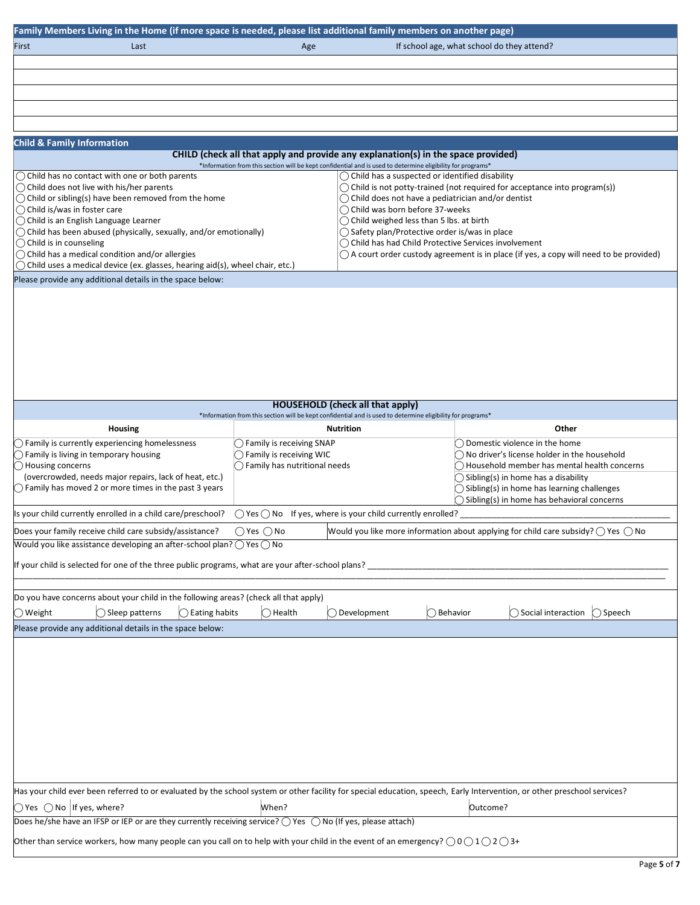## Family Members Living in the Home (if more space is needed, please list additional family members on another page)

| First | Last | Age | If school age, what school do they attend? |
|---|---|---|---|
| | | | |
| | | | |
| | | | |
| | | | |
| | | | |

## Child & Family Information

### CHILD (check all that apply and provide any explanation(s) in the space provided)

*Information from this section will be kept confidential and is used to determine eligibility for programs*

- ◯ Child has no contact with one or both parents
- ◯ Child does not live with his/her parents
- ◯ Child or sibling(s) have been removed from the home
- ◯ Child is/was in foster care
- ◯ Child is an English Language Learner
- ◯ Child has been abused (physically, sexually, and/or emotionally)
- ◯ Child is in counseling
- ◯ Child has a medical condition and/or allergies
- ◯ Child uses a medical device (ex. glasses, hearing aid(s), wheel chair, etc.)
- ◯ Child has a suspected or identified disability
- ◯ Child is not potty-trained (not required for acceptance into program(s))
- ◯ Child does not have a pediatrician and/or dentist
- ◯ Child was born before 37-weeks
- ◯ Child weighed less than 5 lbs. at birth
- ◯ Safety plan/Protective order is/was in place
- ◯ Child has had Child Protective Services involvement
- ◯ A court order custody agreement is in place (if yes, a copy will need to be provided)

Please provide any additional details in the space below:

### HOUSEHOLD (check all that apply)

*Information from this section will be kept confidential and is used to determine eligibility for programs*

| Housing | Nutrition | Other |
|---|---|---|
| ◯ Family is currently experiencing homelessness<br>◯ Family is living in temporary housing<br>◯ Housing concerns (overcrowded, needs major repairs, lack of heat, etc.)<br>◯ Family has moved 2 or more times in the past 3 years | ◯ Family is receiving SNAP<br>◯ Family is receiving WIC<br>◯ Family has nutritional needs | ◯ Domestic violence in the home<br>◯ No driver's license holder in the household<br>◯ Household member has mental health concerns<br>◯ Sibling(s) in home has a disability<br>◯ Sibling(s) in home has learning challenges<br>◯ Sibling(s) in home has behavioral concerns |

Is your child currently enrolled in a child care/preschool? ◯ Yes ◯ No If yes, where is your child currently enrolled? ____________________

Does your family receive child care subsidy/assistance? ◯ Yes ◯ No Would you like more information about applying for child care subsidy? ◯ Yes ◯ No

Would you like assistance developing an after-school plan? ◯ Yes ◯ No

If your child is selected for one of the three public programs, what are your after-school plans? ____________________

Do you have concerns about your child in the following areas? (check all that apply)

◯ Weight ◯ Sleep patterns ◯ Eating habits ◯ Health ◯ Development ◯ Behavior ◯ Social interaction ◯ Speech

Please provide any additional details in the space below:

Has your child ever been referred to or evaluated by the school system or other facility for special education, speech, Early Intervention, or other preschool services?

◯ Yes ◯ No If yes, where? When? Outcome?

Does he/she have an IFSP or IEP or are they currently receiving service? ◯ Yes ◯ No (If yes, please attach)

Other than service workers, how many people can you call on to help with your child in the event of an emergency? ◯ 0 ◯ 1 ◯ 2 ◯ 3+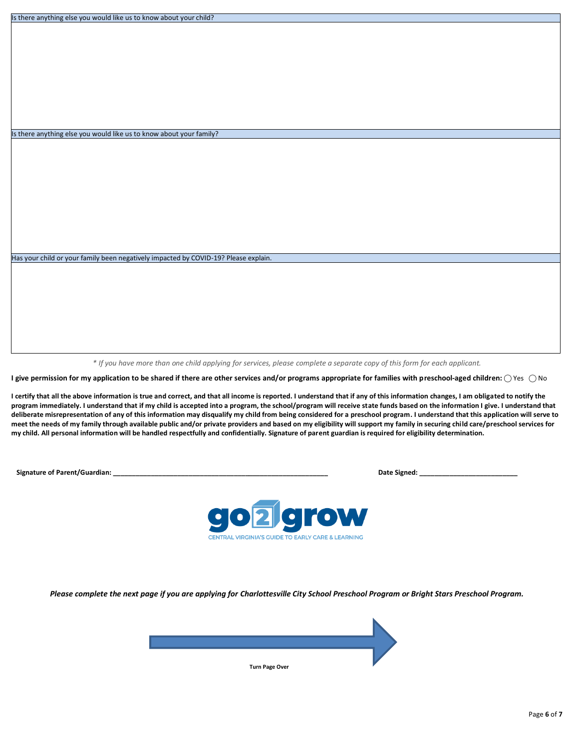| Is there anything else you would like us to know about your child? |
| --- |
| |

| Is there anything else you would like us to know about your family? |
| --- |
| |

| Has your child or your family been negatively impacted by COVID-19? Please explain. |
| --- |
| |

*\* If you have more than one child applying for services, please complete a separate copy of this form for each applicant.*

**I give permission for my application to be shared if there are other services and/or programs appropriate for families with preschool-aged children:** ◯ Yes ◯ No

**I certify that all the above information is true and correct, and that all income is reported. I understand that if any of this information changes, I am obligated to notify the program immediately. I understand that if my child is accepted into a program, the school/program will receive state funds based on the information I give. I understand that deliberate misrepresentation of any of this information may disqualify my child from being considered for a preschool program. I understand that this application will serve to meet the needs of my family through available public and/or private providers and based on my eligibility will support my family in securing child care/preschool services for my child. All personal information will be handled respectfully and confidentially. Signature of parent guardian is required for eligibility determination.**

**Signature of Parent/Guardian:** ____________________________________________ **Date Signed:** ___________________________

go2grow

CENTRAL VIRGINIA'S GUIDE TO EARLY CARE & LEARNING

***Please complete the next page if you are applying for Charlottesville City School Preschool Program or Bright Stars Preschool Program.***

**Turn Page Over**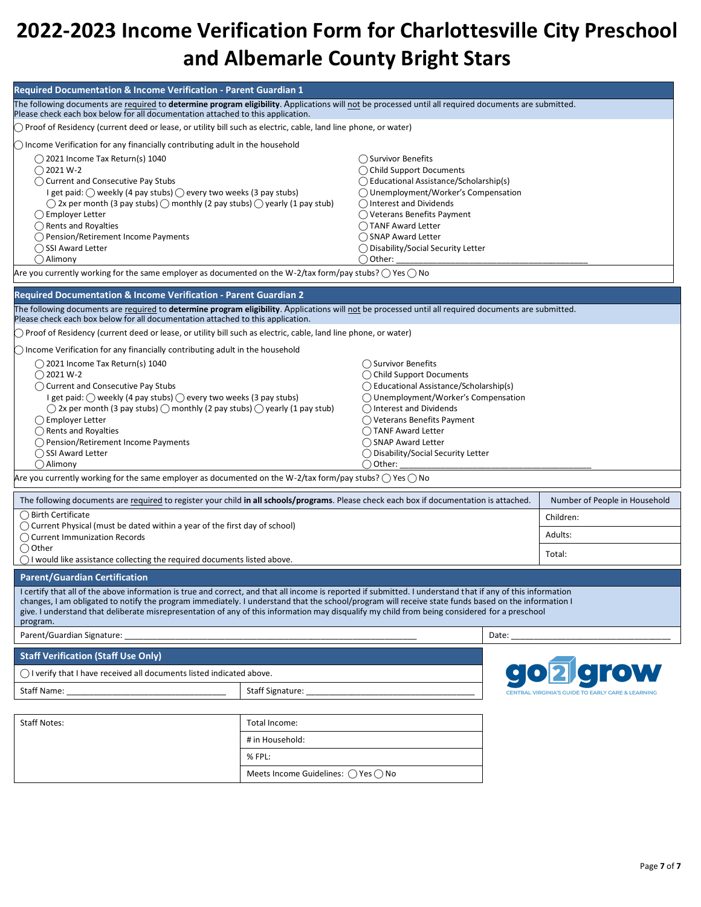# 2022-2023 Income Verification Form for Charlottesville City Preschool and Albemarle County Bright Stars

## Required Documentation & Income Verification - Parent Guardian 1

The following documents are required to **determine program eligibility**. Applications will not be processed until all required documents are submitted. Please check each box below for all documentation attached to this application.

◯ Proof of Residency (current deed or lease, or utility bill such as electric, cable, land line phone, or water)

◯ Income Verification for any financially contributing adult in the household

- ◯ 2021 Income Tax Return(s) 1040
- ◯ 2021 W-2
- ◯ Current and Consecutive Pay Stubs
  - I get paid: ◯ weekly (4 pay stubs) ◯ every two weeks (3 pay stubs)
  - ◯ 2x per month (3 pay stubs) ◯ monthly (2 pay stubs) ◯ yearly (1 pay stub)
- ◯ Employer Letter
- ◯ Rents and Royalties
- ◯ Pension/Retirement Income Payments
- ◯ SSI Award Letter
- ◯ Alimony
- ◯ Survivor Benefits
- ◯ Child Support Documents
- ◯ Educational Assistance/Scholarship(s)
- ◯ Unemployment/Worker's Compensation
- ◯ Interest and Dividends
- ◯ Veterans Benefits Payment
- ◯ TANF Award Letter
- ◯ SNAP Award Letter
- ◯ Disability/Social Security Letter
- ◯ Other: ___________________________________________

Are you currently working for the same employer as documented on the W-2/tax form/pay stubs? ◯ Yes ◯ No

## Required Documentation & Income Verification - Parent Guardian 2

The following documents are required to **determine program eligibility**. Applications will not be processed until all required documents are submitted. Please check each box below for all documentation attached to this application.

◯ Proof of Residency (current deed or lease, or utility bill such as electric, cable, land line phone, or water)

◯ Income Verification for any financially contributing adult in the household

- ◯ 2021 Income Tax Return(s) 1040
- ◯ 2021 W-2
- ◯ Current and Consecutive Pay Stubs
  - I get paid: ◯ weekly (4 pay stubs) ◯ every two weeks (3 pay stubs)
  - ◯ 2x per month (3 pay stubs) ◯ monthly (2 pay stubs) ◯ yearly (1 pay stub)
- ◯ Employer Letter
- ◯ Rents and Royalties
- ◯ Pension/Retirement Income Payments
- ◯ SSI Award Letter
- ◯ Alimony
- ◯ Survivor Benefits
- ◯ Child Support Documents
- ◯ Educational Assistance/Scholarship(s)
- ◯ Unemployment/Worker's Compensation
- ◯ Interest and Dividends
- ◯ Veterans Benefits Payment
- ◯ TANF Award Letter
- ◯ SNAP Award Letter
- ◯ Disability/Social Security Letter
- ◯ Other: ___________________________________________

Are you currently working for the same employer as documented on the W-2/tax form/pay stubs? ◯ Yes ◯ No

| The following documents are required to register your child **in all schools/programs**. Please check each box if documentation is attached. | Number of People in Household |
|---|---|
| ◯ Birth Certificate<br>◯ Current Physical (must be dated within a year of the first day of school)<br>◯ Current Immunization Records<br>◯ Other<br>◯ I would like assistance collecting the required documents listed above. | Children:<br>Adults:<br>Total: |

## Parent/Guardian Certification

I certify that all of the above information is true and correct, and that all income is reported if submitted. I understand that if any of this information changes, I am obligated to notify the program immediately. I understand that the school/program will receive state funds based on the information I give. I understand that deliberate misrepresentation of any of this information may disqualify my child from being considered for a preschool program.

Parent/Guardian Signature: ___________________________________________ Date: ______________________

## Staff Verification (Staff Use Only)

◯ I verify that I have received all documents listed indicated above.

Staff Name: ______________________ Staff Signature: ______________________

go2grow
CENTRAL VIRGINIA'S GUIDE TO EARLY CARE & LEARNING

| Staff Notes: | |
|---|---|
| | Total Income: |
| | # in Household: |
| | % FPL: |
| | Meets Income Guidelines: ◯ Yes ◯ No |